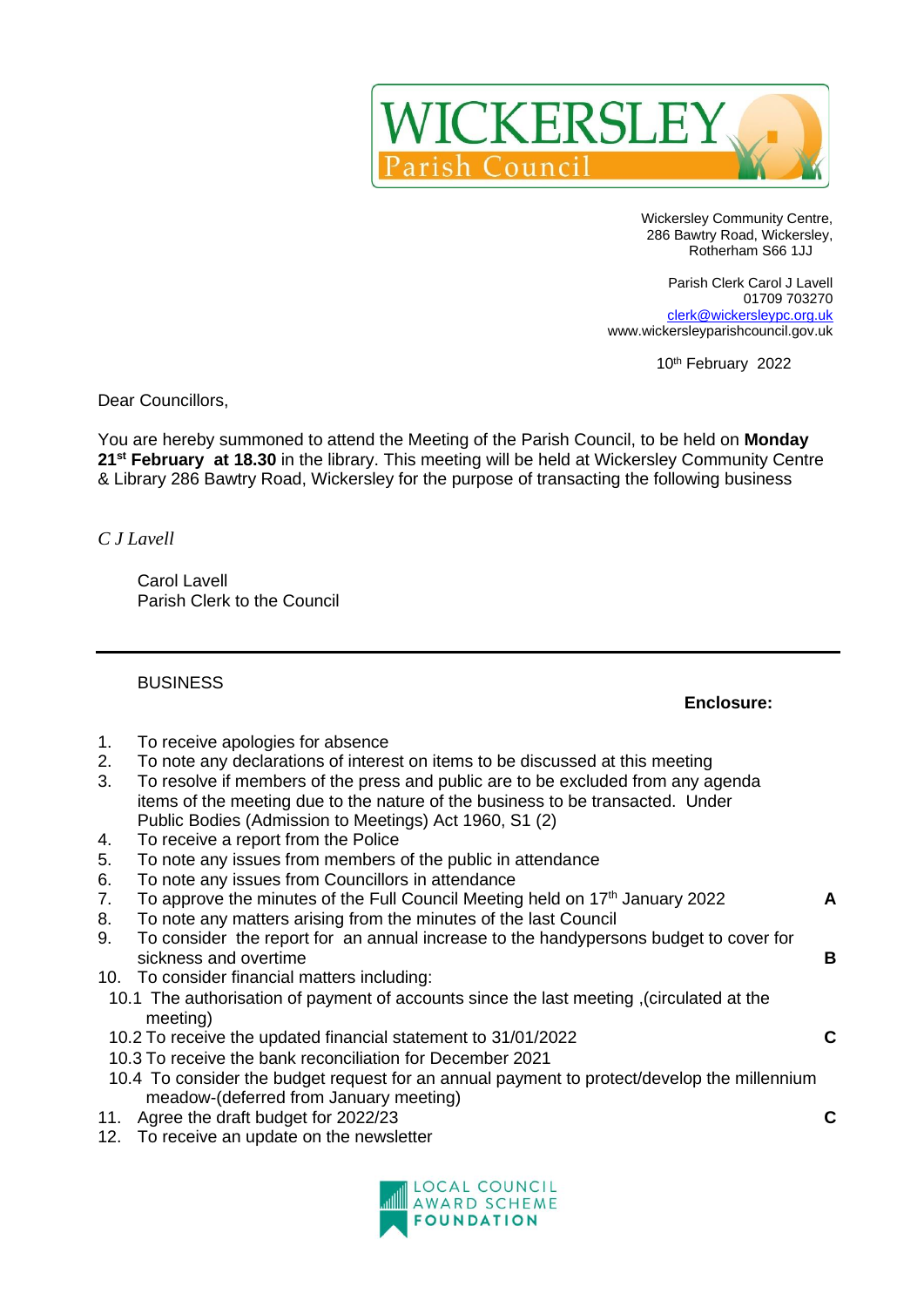# WICKERSLEY
## Parish Council

Wickersley Community Centre,
286 Bawtry Road, Wickersley,
Rotherham S66 1JJ

Parish Clerk Carol J Lavell
01709 703270
clerk@wickersleypc.org.uk
www.wickersleyparishcouncil.gov.uk

10th February 2022

Dear Councillors,

You are hereby summoned to attend the Meeting of the Parish Council, to be held on **Monday 21st February at 18.30** in the library. This meeting will be held at Wickersley Community Centre & Library 286 Bawtry Road, Wickersley for the purpose of transacting the following business

*C J Lavell*

Carol Lavell
Parish Clerk to the Council

---

BUSINESS

**Enclosure:**

1. To receive apologies for absence
2. To note any declarations of interest on items to be discussed at this meeting
3. To resolve if members of the press and public are to be excluded from any agenda items of the meeting due to the nature of the business to be transacted. Under Public Bodies (Admission to Meetings) Act 1960, S1 (2)
4. To receive a report from the Police
5. To note any issues from members of the public in attendance
6. To note any issues from Councillors in attendance
7. To approve the minutes of the Full Council Meeting held on 17th January 2022 — **A**
8. To note any matters arising from the minutes of the last Council
9. To consider the report for an annual increase to the handypersons budget to cover for sickness and overtime — **B**
10. To consider financial matters including:
    - 10.1 The authorisation of payment of accounts since the last meeting ,(circulated at the meeting)
    - 10.2 To receive the updated financial statement to 31/01/2022 — **C**
    - 10.3 To receive the bank reconciliation for December 2021
    - 10.4 To consider the budget request for an annual payment to protect/develop the millennium meadow-(deferred from January meeting)
11. Agree the draft budget for 2022/23 — **C**
12. To receive an update on the newsletter

LOCAL COUNCIL AWARD SCHEME FOUNDATION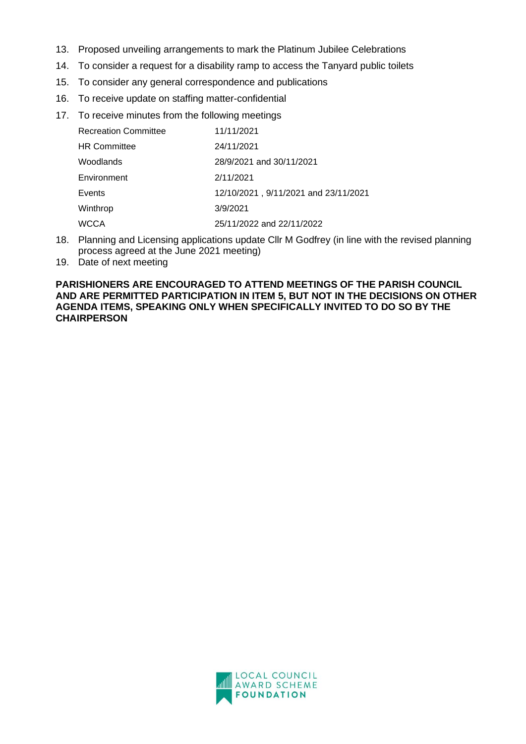13. Proposed unveiling arrangements to mark the Platinum Jubilee Celebrations
14. To consider a request for a disability ramp to access the Tanyard public toilets
15. To consider any general correspondence and publications
16. To receive update on staffing matter-confidential
17. To receive minutes from the following meetings

| | |
|---|---|
| Recreation Committee | 11/11/2021 |
| HR Committee | 24/11/2021 |
| Woodlands | 28/9/2021 and 30/11/2021 |
| Environment | 2/11/2021 |
| Events | 12/10/2021 , 9/11/2021 and 23/11/2021 |
| Winthrop | 3/9/2021 |
| WCCA | 25/11/2022 and 22/11/2022 |

18. Planning and Licensing applications update Cllr M Godfrey (in line with the revised planning process agreed at the June 2021 meeting)
19. Date of next meeting

**PARISHIONERS ARE ENCOURAGED TO ATTEND MEETINGS OF THE PARISH COUNCIL AND ARE PERMITTED PARTICIPATION IN ITEM 5, BUT NOT IN THE DECISIONS ON OTHER AGENDA ITEMS, SPEAKING ONLY WHEN SPECIFICALLY INVITED TO DO SO BY THE CHAIRPERSON**

LOCAL COUNCIL AWARD SCHEME FOUNDATION